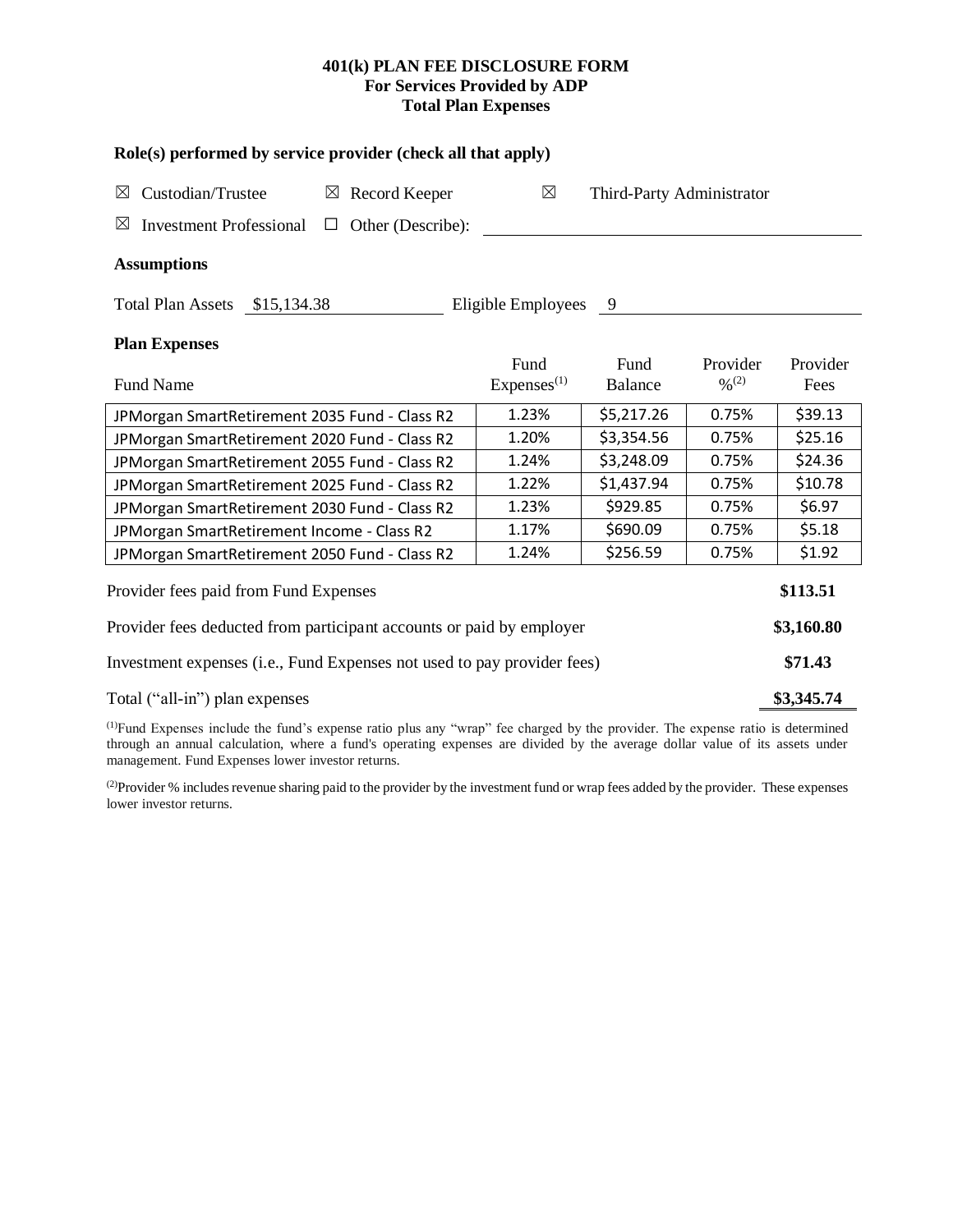# 401(k) PLAN FEE DISCLOSURE FORM
## For Services Provided by ADP
## Total Plan Expenses

**Role(s) performed by service provider (check all that apply)**

☒ Custodian/Trustee ☒ Record Keeper ☒ Third-Party Administrator

☒ Investment Professional ☐ Other (Describe): \_\_\_\_\_\_\_\_\_\_

**Assumptions**

Total Plan Assets $15,134.38 Eligible Employees 9

**Plan Expenses**

| Fund Name | Fund Expenses[1] | Fund Balance | Provider %[2] | Provider Fees |
|---|---|---|---|---|
| JPMorgan SmartRetirement 2035 Fund - Class R2 | 1.23% | $5,217.26 | 0.75% | $39.13 |
| JPMorgan SmartRetirement 2020 Fund - Class R2 | 1.20% | $3,354.56 | 0.75% | $25.16 |
| JPMorgan SmartRetirement 2055 Fund - Class R2 | 1.24% | $3,248.09 | 0.75% | $24.36 |
| JPMorgan SmartRetirement 2025 Fund - Class R2 | 1.22% | $1,437.94 | 0.75% | $10.78 |
| JPMorgan SmartRetirement 2030 Fund - Class R2 | 1.23% | $929.85 | 0.75% | $6.97 |
| JPMorgan SmartRetirement Income - Class R2 | 1.17% | $690.09 | 0.75% | $5.18 |
| JPMorgan SmartRetirement 2050 Fund - Class R2 | 1.24% | $256.59 | 0.75% | $1.92 |

| | |
|---|---|
| Provider fees paid from Fund Expenses | **$113.51** |
| Provider fees deducted from participant accounts or paid by employer | **$3,160.80** |
| Investment expenses (i.e., Fund Expenses not used to pay provider fees) | **$71.43** |
| Total ("all-in") plan expenses | **$3,345.74** |

[1]Fund Expenses include the fund's expense ratio plus any "wrap" fee charged by the provider. The expense ratio is determined through an annual calculation, where a fund's operating expenses are divided by the average dollar value of its assets under management. Fund Expenses lower investor returns.

[2]Provider % includes revenue sharing paid to the provider by the investment fund or wrap fees added by the provider. These expenses lower investor returns.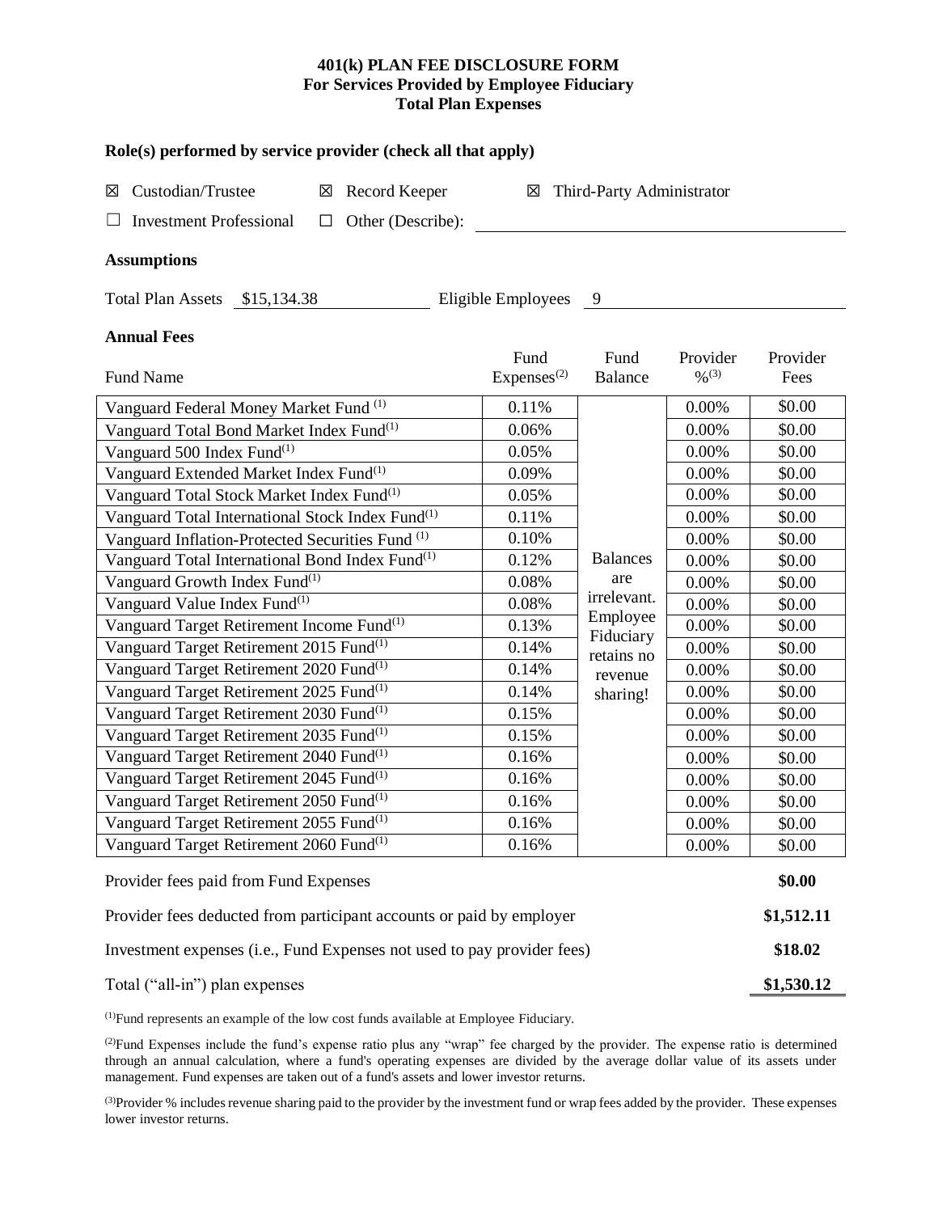**401(k) PLAN FEE DISCLOSURE FORM**
**For Services Provided by Employee Fiduciary**
**Total Plan Expenses**

### Role(s) performed by service provider (check all that apply)

☒ Custodian/Trustee ☒ Record Keeper ☒ Third-Party Administrator

☐ Investment Professional ☐ Other (Describe):

### Assumptions

Total Plan Assets $15,134.38 Eligible Employees 9

### Annual Fees

| Fund Name | Fund Expenses[2] | Fund Balance | Provider %[3] | Provider Fees |
|---|---|---|---|---|
| Vanguard Federal Money Market Fund [1] | 0.11% | Balances are irrelevant. Employee Fiduciary retains no revenue sharing! | 0.00% | $0.00 |
| Vanguard Total Bond Market Index Fund[1] | 0.06% | | 0.00% | $0.00 |
| Vanguard 500 Index Fund[1] | 0.05% | | 0.00% | $0.00 |
| Vanguard Extended Market Index Fund[1] | 0.09% | | 0.00% | $0.00 |
| Vanguard Total Stock Market Index Fund[1] | 0.05% | | 0.00% | $0.00 |
| Vanguard Total International Stock Index Fund[1] | 0.11% | | 0.00% | $0.00 |
| Vanguard Inflation-Protected Securities Fund [1] | 0.10% | | 0.00% | $0.00 |
| Vanguard Total International Bond Index Fund[1] | 0.12% | | 0.00% | $0.00 |
| Vanguard Growth Index Fund[1] | 0.08% | | 0.00% | $0.00 |
| Vanguard Value Index Fund[1] | 0.08% | | 0.00% | $0.00 |
| Vanguard Target Retirement Income Fund[1] | 0.13% | | 0.00% | $0.00 |
| Vanguard Target Retirement 2015 Fund[1] | 0.14% | | 0.00% | $0.00 |
| Vanguard Target Retirement 2020 Fund[1] | 0.14% | | 0.00% | $0.00 |
| Vanguard Target Retirement 2025 Fund[1] | 0.14% | | 0.00% | $0.00 |
| Vanguard Target Retirement 2030 Fund[1] | 0.15% | | 0.00% | $0.00 |
| Vanguard Target Retirement 2035 Fund[1] | 0.15% | | 0.00% | $0.00 |
| Vanguard Target Retirement 2040 Fund[1] | 0.16% | | 0.00% | $0.00 |
| Vanguard Target Retirement 2045 Fund[1] | 0.16% | | 0.00% | $0.00 |
| Vanguard Target Retirement 2050 Fund[1] | 0.16% | | 0.00% | $0.00 |
| Vanguard Target Retirement 2055 Fund[1] | 0.16% | | 0.00% | $0.00 |
| Vanguard Target Retirement 2060 Fund[1] | 0.16% | | 0.00% | $0.00 |

| | |
|---|---|
| Provider fees paid from Fund Expenses | **$0.00** |
| Provider fees deducted from participant accounts or paid by employer | **$1,512.11** |
| Investment expenses (i.e., Fund Expenses not used to pay provider fees) | **$18.02** |
| Total ("all-in") plan expenses | **$1,530.12** |

[1]Fund represents an example of the low cost funds available at Employee Fiduciary.

[2]Fund Expenses include the fund's expense ratio plus any "wrap" fee charged by the provider. The expense ratio is determined through an annual calculation, where a fund's operating expenses are divided by the average dollar value of its assets under management. Fund expenses are taken out of a fund's assets and lower investor returns.

[3]Provider % includes revenue sharing paid to the provider by the investment fund or wrap fees added by the provider. These expenses lower investor returns.